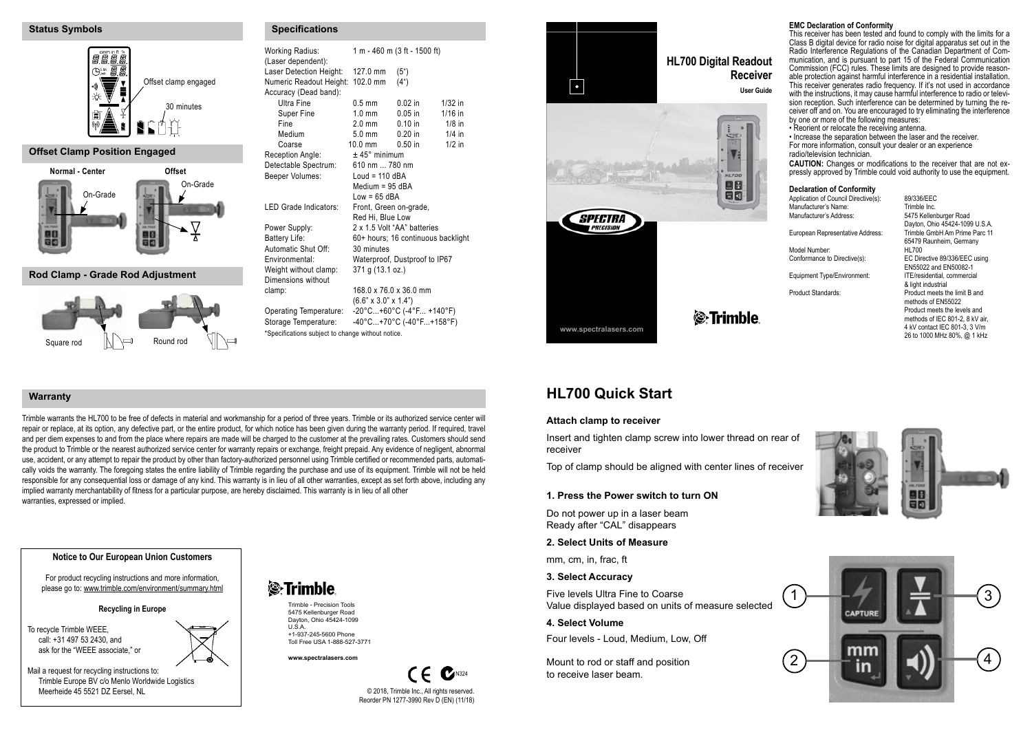## Status Symbols

Offset clamp engaged

30 minutes

## Offset Clamp Position Engaged

Normal - Center

On-Grade

Offset

On-Grade

## Rod Clamp - Grade Rod Adjustment

Square rod

Round rod

## Specifications

| | | | |
|---|---|---|---|
| Working Radius: (Laser dependent): | 1 m - 460 m (3 ft - 1500 ft) | | |
| Laser Detection Height: | 127.0 mm | (5") | |
| Numeric Readout Height: | 102.0 mm | (4") | |
| Accuracy (Dead band): | | | |
| Ultra Fine | 0.5 mm | 0.02 in | 1/32 in |
| Super Fine | 1.0 mm | 0.05 in | 1/16 in |
| Fine | 2.0 mm | 0.10 in | 1/8 in |
| Medium | 5.0 mm | 0.20 in | 1/4 in |
| Coarse | 10.0 mm | 0.50 in | 1/2 in |
| Reception Angle: | ± 45° minimum | | |
| Detectable Spectrum: | 610 nm ... 780 nm | | |
| Beeper Volumes: | Loud = 110 dBA<br>Medium = 95 dBA<br>Low = 65 dBA | | |
| LED Grade Indicators: | Front, Green on-grade, Red Hi, Blue Low | | |
| Power Supply: | 2 x 1.5 Volt "AA" batteries | | |
| Battery Life: | 60+ hours; 16 continuous backlight | | |
| Automatic Shut Off: | 30 minutes | | |
| Environmental: | Waterproof, Dustproof to IP67 | | |
| Weight without clamp: | 371 g (13.1 oz.) | | |
| Dimensions without clamp: | 168.0 x 76.0 x 36.0 mm<br>(6.6" x 3.0" x 1.4") | | |
| Operating Temperature: | -20°C...+60°C (-4°F... +140°F) | | |
| Storage Temperature: | -40°C...+70°C (-40°F...+158°F) | | |

*Specifications subject to change without notice.

# HL700 Digital Readout Receiver

**User Guide**

SPECTRA PRECISION

Trimble

www.spectralasers.com

### EMC Declaration of Conformity

This receiver has been tested and found to comply with the limits for a Class B digital device for radio noise for digital apparatus set out in the Radio Interference Regulations of the Canadian Department of Communication, and is pursuant to part 15 of the Federal Communication Commission (FCC) rules. These limits are designed to provide reasonable protection against harmful interference in a residential installation. This receiver generates radio frequency. If it's not used in accordance with the instructions, it may cause harmful interference to radio or television reception. Such interference can be determined by turning the receiver off and on. You are encouraged to try eliminating the interference by one or more of the following measures:

- Reorient or relocate the receiving antenna.
- Increase the separation between the laser and the receiver.

For more information, consult your dealer or an experience radio/television technician.

**CAUTION:** Changes or modifications to the receiver that are not expressly approved by Trimble could void authority to use the equipment.

### Declaration of Conformity

| | |
|---|---|
| Application of Council Directive(s): | 89/336/EEC |
| Manufacturer's Name: | Trimble Inc. |
| Manufacturer's Address: | 5475 Kellenburger Road Dayton, Ohio 45424-1099 U.S.A. |
| European Representative Address: | Trimble GmbH Am Prime Parc 11 65479 Raunheim, Germany |
| Model Number: | HL700 |
| Conformance to Directive(s): | EC Directive 89/336/EEC using EN55022 and EN50082-1 |
| Equipment Type/Environment: | ITE/residential, commercial & light industrial |
| Product Standards: | Product meets the limit B and methods of EN55022<br>Product meets the levels and methods of IEC 801-2, 8 kV air, 4 kV contact IEC 801-3, 3 V/m 26 to 1000 MHz 80%, @ 1 kHz |

## Warranty

Trimble warrants the HL700 to be free of defects in material and workmanship for a period of three years. Trimble or its authorized service center will repair or replace, at its option, any defective part, or the entire product, for which notice has been given during the warranty period. If required, travel and per diem expenses to and from the place where repairs are made will be charged to the customer at the prevailing rates. Customers should send the product to Trimble or the nearest authorized service center for warranty repairs or exchange, freight prepaid. Any evidence of negligent, abnormal use, accident, or any attempt to repair the product by other than factory-authorized personnel using Trimble certified or recommended parts, automatically voids the warranty. The foregoing states the entire liability of Trimble regarding the purchase and use of its equipment. Trimble will not be held responsible for any consequential loss or damage of any kind. This warranty is in lieu of all other warranties, except as set forth above, including any implied warranty merchantability of fitness for a particular purpose, are hereby disclaimed. This warranty is in lieu of all other warranties, expressed or implied.

### Notice to Our European Union Customers

For product recycling instructions and more information, please go to: www.trimble.com/environment/summary.html

**Recycling in Europe**

To recycle Trimble WEEE,
call: +31 497 53 2430, and
ask for the "WEEE associate," or

Mail a request for recycling instructions to:
Trimble Europe BV c/o Menlo Worldwide Logistics
Meerheide 45 5521 DZ Eersel, NL

Trimble

Trimble - Precision Tools
5475 Kellenburger Road
Dayton, Ohio 45424-1099
U.S.A.
+1-937-245-5600 Phone
Toll Free USA 1-888-527-3771

**www.spectralasers.com**

N324

© 2018, Trimble Inc., All rights reserved.
Reorder PN 1277-3990 Rev D (EN) (11/18)

# HL700 Quick Start

### Attach clamp to receiver

Insert and tighten clamp screw into lower thread on rear of receiver

Top of clamp should be aligned with center lines of receiver

### 1. Press the Power switch to turn ON

Do not power up in a laser beam
Ready after "CAL" disappears

### 2. Select Units of Measure

mm, cm, in, frac, ft

### 3. Select Accuracy

Five levels Ultra Fine to Coarse
Value displayed based on units of measure selected

### 4. Select Volume

Four levels - Loud, Medium, Low, Off

Mount to rod or staff and position to receive laser beam.

1 CAPTURE 3 2 mm in 4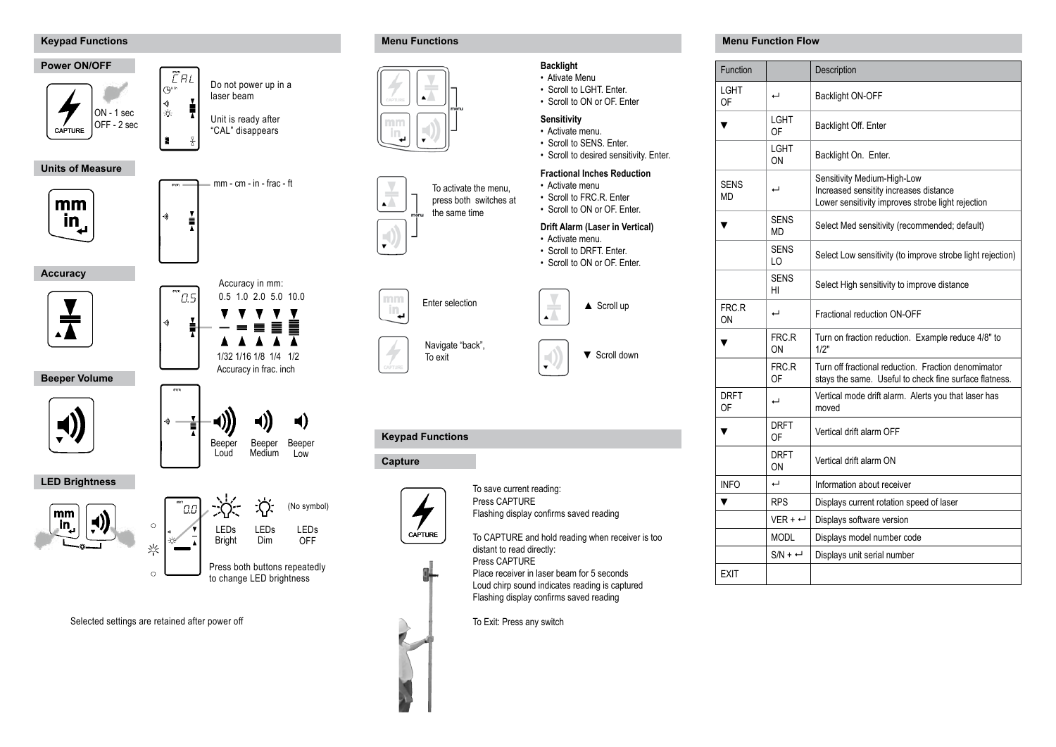## Keypad Functions

### Power ON/OFF

ON - 1 sec
OFF - 2 sec

CAL

Do not power up in a laser beam

Unit is ready after "CAL" disappears

### Units of Measure

mm - cm - in - frac - ft

### Accuracy

Accuracy in mm:
0.5 1.0 2.0 5.0 10.0

1/32 1/16 1/8 1/4 1/2
Accuracy in frac. inch

### Beeper Volume

Beeper Loud
Beeper Medium
Beeper Low

### LED Brightness

LEDs Bright
LEDs Dim
LEDs OFF
(No symbol)

Press both buttons repeatedly to change LED brightness

Selected settings are retained after power off

## Menu Functions

menu

**Backlight**
- Ativate Menu
- Scroll to LGHT. Enter.
- Scroll to ON or OF. Enter

**Sensitivity**
- Activate menu.
- Scroll to SENS. Enter.
- Scroll to desired sensitivity. Enter.

**Fractional Inches Reduction**
- Activate menu
- Scroll to FRC.R. Enter
- Scroll to ON or OF. Enter.

**Drift Alarm (Laser in Vertical)**
- Activate menu.
- Scroll to DRFT. Enter.
- Scroll to ON or OF. Enter.

To activate the menu, press both switches at the same time

Enter selection

▲ Scroll up

Navigate "back", To exit

▼ Scroll down

## Keypad Functions

### Capture

To save current reading:
Press CAPTURE
Flashing display confirms saved reading

To CAPTURE and hold reading when receiver is too distant to read directly:
Press CAPTURE
Place receiver in laser beam for 5 seconds
Loud chirp sound indicates reading is captured
Flashing display confirms saved reading

To Exit: Press any switch

## Menu Function Flow

| Function | | Description |
|---|---|---|
| LGHT OF | ↵ | Backlight ON-OFF |
| ▼ | LGHT OF | Backlight Off. Enter |
| | LGHT ON | Backlight On. Enter |
| SENS MD | ↵ | Sensitivity Medium-High-Low<br>Increased sensitity increases distance<br>Lower sensitivity improves strobe light rejection |
| ▼ | SENS MD | Select Med sensitivity (recommended; default) |
| | SENS LO | Select Low sensitivity (to improve strobe light rejection) |
| | SENS HI | Select High sensitivity to improve distance |
| FRC.R ON | ↵ | Fractional reduction ON-OFF |
| ▼ | FRC.R ON | Turn on fraction reduction. Example reduce 4/8" to 1/2" |
| | FRC.R OF | Turn off fractional reduction. Fraction denomimator stays the same. Useful to check fine surface flatness. |
| DRFT OF | ↵ | Vertical mode drift alarm. Alerts you that laser has moved |
| ▼ | DRFT OF | Vertical drift alarm OFF |
| | DRFT ON | Vertical drift alarm ON |
| INFO | ↵ | Information about receiver |
| ▼ | RPS | Displays current rotation speed of laser |
| | VER + ↵ | Displays software version |
| | MODL | Displays model number code |
| | S/N + ↵ | Displays unit serial number |
| EXIT | | |